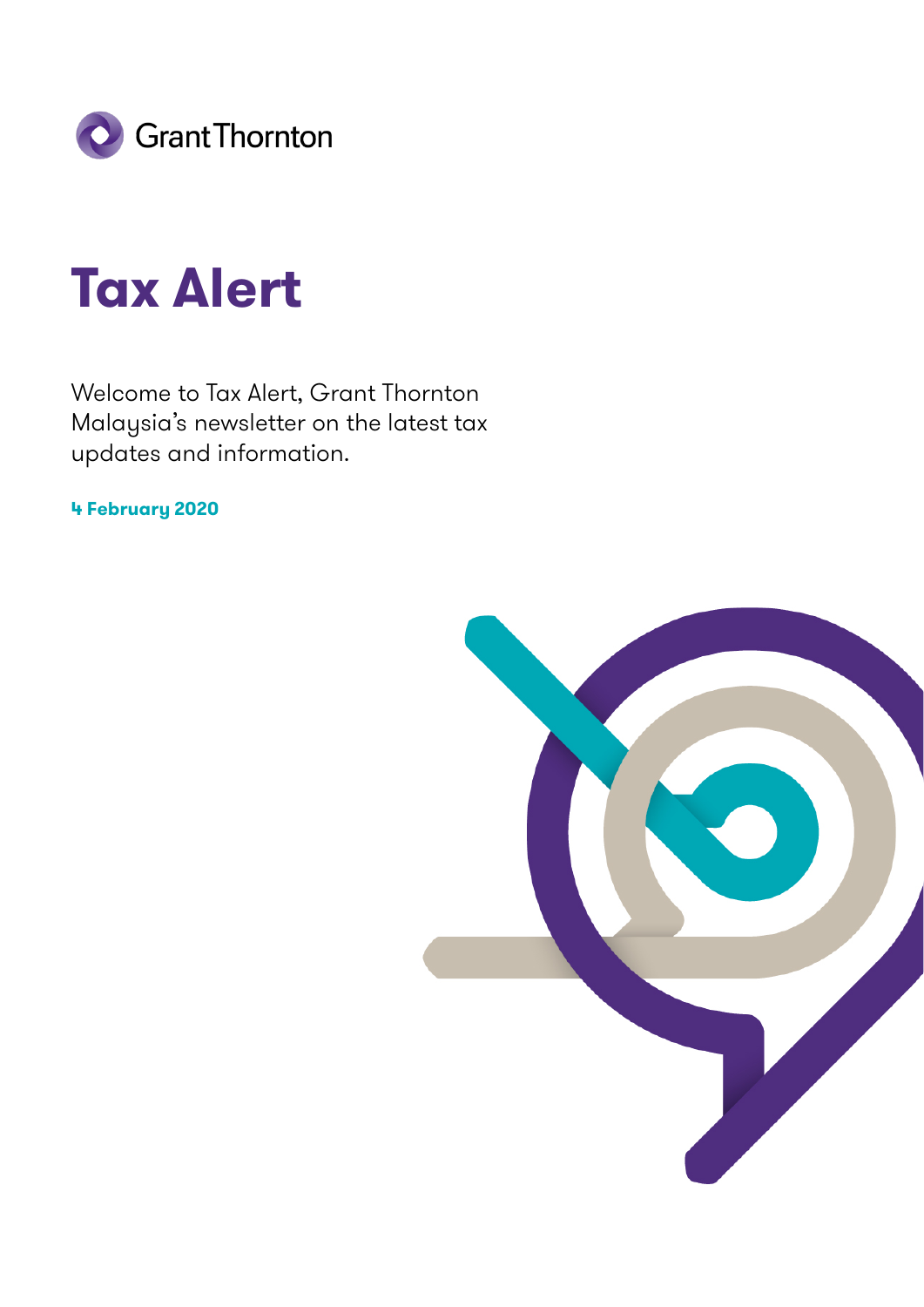Grant Thornton

# Tax Alert

Welcome to Tax Alert, Grant Thornton Malaysia's newsletter on the latest tax updates and information.

**4 February 2020**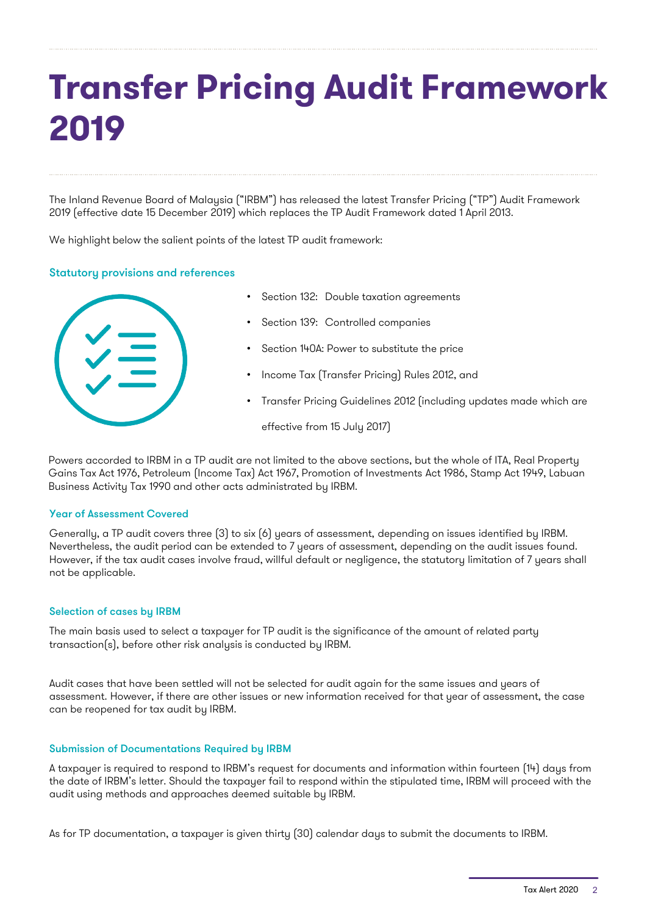# Transfer Pricing Audit Framework 2019

The Inland Revenue Board of Malaysia ("IRBM") has released the latest Transfer Pricing ("TP") Audit Framework 2019 (effective date 15 December 2019) which replaces the TP Audit Framework dated 1 April 2013.

We highlight below the salient points of the latest TP audit framework:

### Statutory provisions and references

- Section 132: Double taxation agreements
- Section 139: Controlled companies
- Section 140A: Power to substitute the price
- Income Tax (Transfer Pricing) Rules 2012, and
- Transfer Pricing Guidelines 2012 (including updates made which are effective from 15 July 2017)

Powers accorded to IRBM in a TP audit are not limited to the above sections, but the whole of ITA, Real Property Gains Tax Act 1976, Petroleum (Income Tax) Act 1967, Promotion of Investments Act 1986, Stamp Act 1949, Labuan Business Activity Tax 1990 and other acts administrated by IRBM.

### Year of Assessment Covered

Generally, a TP audit covers three (3) to six (6) years of assessment, depending on issues identified by IRBM. Nevertheless, the audit period can be extended to 7 years of assessment, depending on the audit issues found. However, if the tax audit cases involve fraud, willful default or negligence, the statutory limitation of 7 years shall not be applicable.

### Selection of cases by IRBM

The main basis used to select a taxpayer for TP audit is the significance of the amount of related party transaction(s), before other risk analysis is conducted by IRBM.

Audit cases that have been settled will not be selected for audit again for the same issues and years of assessment. However, if there are other issues or new information received for that year of assessment, the case can be reopened for tax audit by IRBM.

### Submission of Documentations Required by IRBM

A taxpayer is required to respond to IRBM's request for documents and information within fourteen (14) days from the date of IRBM's letter. Should the taxpayer fail to respond within the stipulated time, IRBM will proceed with the audit using methods and approaches deemed suitable by IRBM.

As for TP documentation, a taxpayer is given thirty (30) calendar days to submit the documents to IRBM.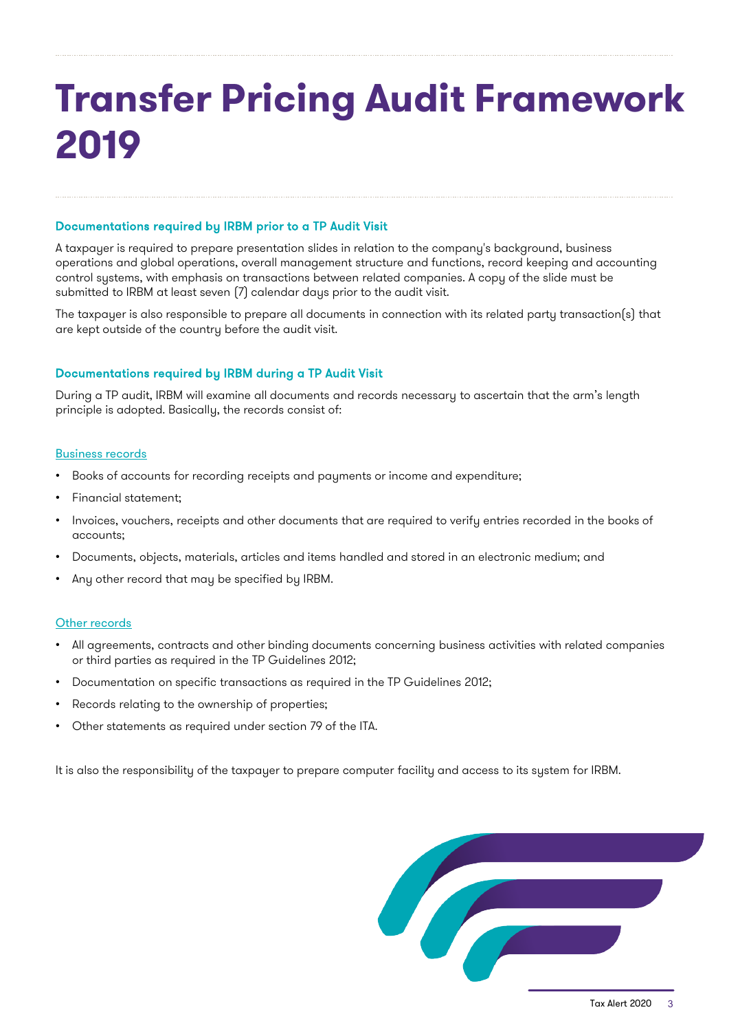# Transfer Pricing Audit Framework 2019

### Documentations required by IRBM prior to a TP Audit Visit

A taxpayer is required to prepare presentation slides in relation to the company's background, business operations and global operations, overall management structure and functions, record keeping and accounting control systems, with emphasis on transactions between related companies. A copy of the slide must be submitted to IRBM at least seven (7) calendar days prior to the audit visit.

The taxpayer is also responsible to prepare all documents in connection with its related party transaction(s) that are kept outside of the country before the audit visit.

### Documentations required by IRBM during a TP Audit Visit

During a TP audit, IRBM will examine all documents and records necessary to ascertain that the arm's length principle is adopted. Basically, the records consist of:

#### Business records

- Books of accounts for recording receipts and payments or income and expenditure;
- Financial statement;
- Invoices, vouchers, receipts and other documents that are required to verify entries recorded in the books of accounts;
- Documents, objects, materials, articles and items handled and stored in an electronic medium; and
- Any other record that may be specified by IRBM.

#### Other records

- All agreements, contracts and other binding documents concerning business activities with related companies or third parties as required in the TP Guidelines 2012;
- Documentation on specific transactions as required in the TP Guidelines 2012;
- Records relating to the ownership of properties;
- Other statements as required under section 79 of the ITA.

It is also the responsibility of the taxpayer to prepare computer facility and access to its system for IRBM.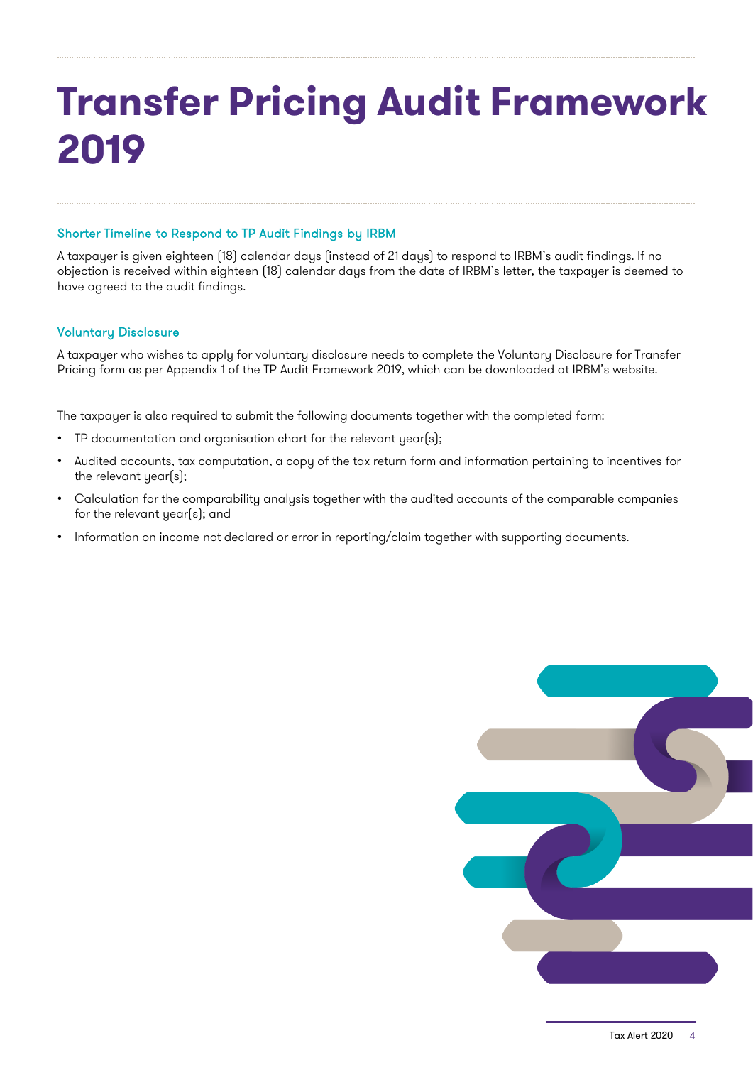# Transfer Pricing Audit Framework 2019

### Shorter Timeline to Respond to TP Audit Findings by IRBM

A taxpayer is given eighteen (18) calendar days (instead of 21 days) to respond to IRBM's audit findings. If no objection is received within eighteen (18) calendar days from the date of IRBM's letter, the taxpayer is deemed to have agreed to the audit findings.

### Voluntary Disclosure

A taxpayer who wishes to apply for voluntary disclosure needs to complete the Voluntary Disclosure for Transfer Pricing form as per Appendix 1 of the TP Audit Framework 2019, which can be downloaded at IRBM's website.

The taxpayer is also required to submit the following documents together with the completed form:

- TP documentation and organisation chart for the relevant year(s);
- Audited accounts, tax computation, a copy of the tax return form and information pertaining to incentives for the relevant year(s);
- Calculation for the comparability analysis together with the audited accounts of the comparable companies for the relevant year(s); and
- Information on income not declared or error in reporting/claim together with supporting documents.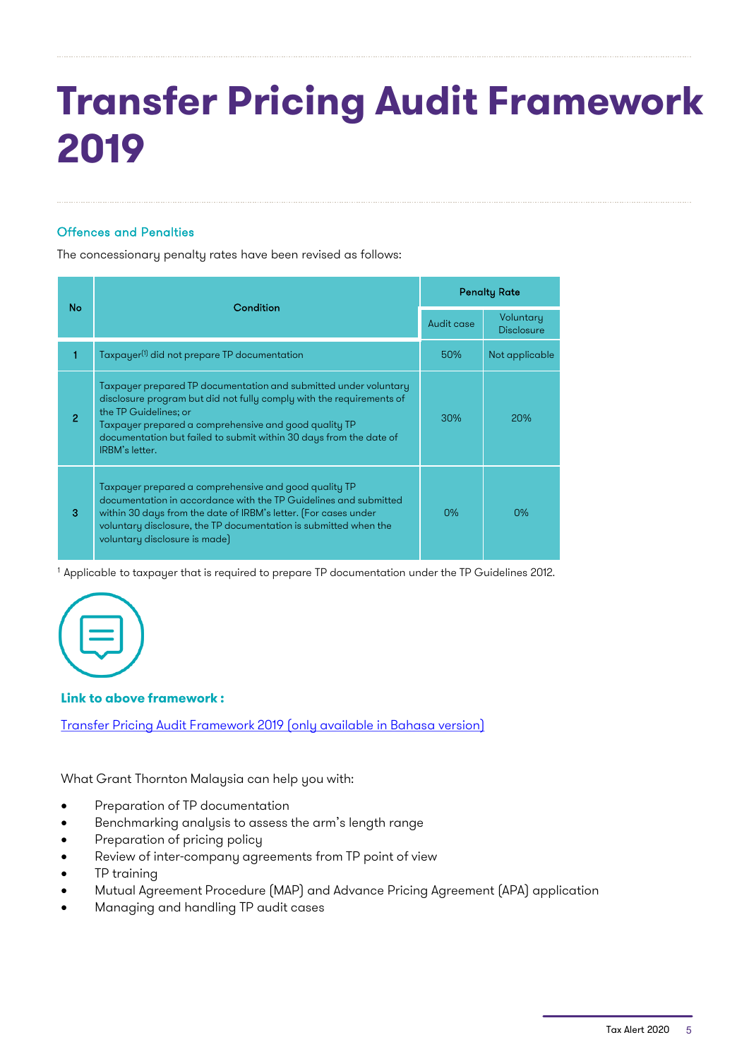# Transfer Pricing Audit Framework 2019

### Offences and Penalties

The concessionary penalty rates have been revised as follows:

| No | Condition | Penalty Rate | |
|---|---|---|---|
| | | Audit case | Voluntary Disclosure |
| 1 | Taxpayer[1] did not prepare TP documentation | 50% | Not applicable |
| 2 | Taxpayer prepared TP documentation and submitted under voluntary disclosure program but did not fully comply with the requirements of the TP Guidelines; or<br>Taxpayer prepared a comprehensive and good quality TP documentation but failed to submit within 30 days from the date of IRBM's letter. | 30% | 20% |
| 3 | Taxpayer prepared a comprehensive and good quality TP documentation in accordance with the TP Guidelines and submitted within 30 days from the date of IRBM's letter. (For cases under voluntary disclosure, the TP documentation is submitted when the voluntary disclosure is made) | 0% | 0% |

[1] Applicable to taxpayer that is required to prepare TP documentation under the TP Guidelines 2012.

**Link to above framework :**

Transfer Pricing Audit Framework 2019 (only available in Bahasa version)

What Grant Thornton Malaysia can help you with:

- Preparation of TP documentation
- Benchmarking analysis to assess the arm's length range
- Preparation of pricing policy
- Review of inter-company agreements from TP point of view
- TP training
- Mutual Agreement Procedure (MAP) and Advance Pricing Agreement (APA) application
- Managing and handling TP audit cases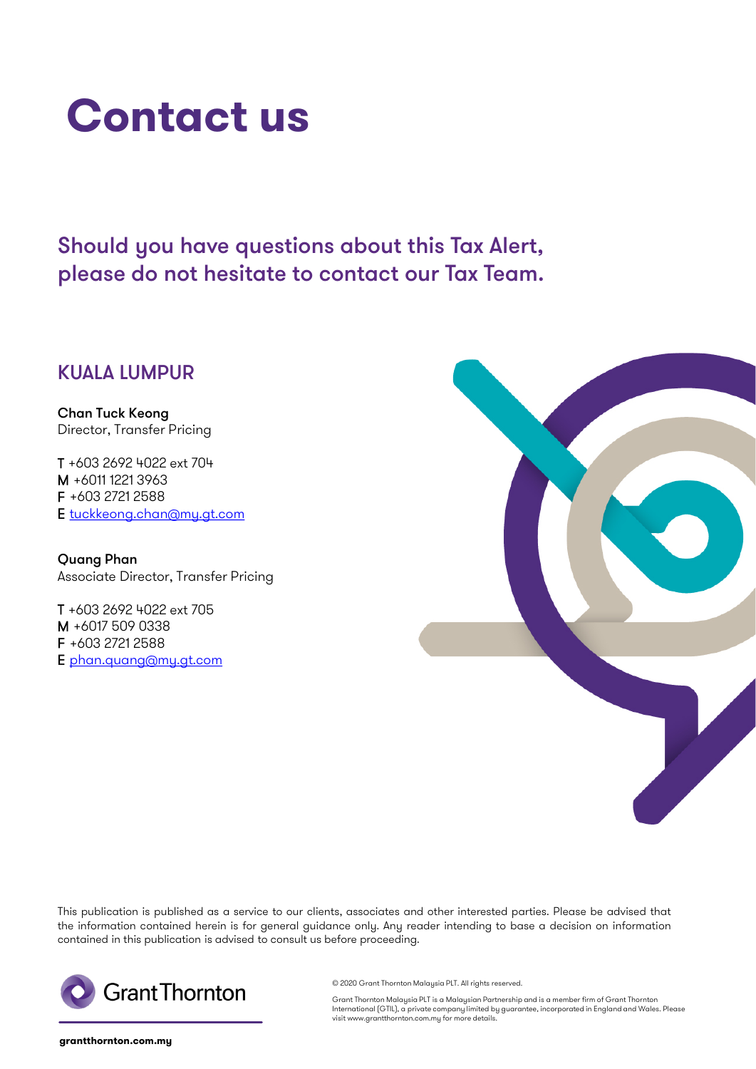# Contact us

## Should you have questions about this Tax Alert, please do not hesitate to contact our Tax Team.

### KUALA LUMPUR

**Chan Tuck Keong**
Director, Transfer Pricing

T +603 2692 4022 ext 704
M +6011 1221 3963
F +603 2721 2588
E tuckkeong.chan@my.gt.com

**Quang Phan**
Associate Director, Transfer Pricing

T +603 2692 4022 ext 705
M +6017 509 0338
F +603 2721 2588
E phan.quang@my.gt.com

This publication is published as a service to our clients, associates and other interested parties. Please be advised that the information contained herein is for general guidance only. Any reader intending to base a decision on information contained in this publication is advised to consult us before proceeding.

Grant Thornton

© 2020 Grant Thornton Malaysia PLT. All rights reserved.

Grant Thornton Malaysia PLT is a Malaysian Partnership and is a member firm of Grant Thornton International (GTIL), a private company limited by guarantee, incorporated in England and Wales. Please visit www.grantthornton.com.my for more details.

**grantthornton.com.my**